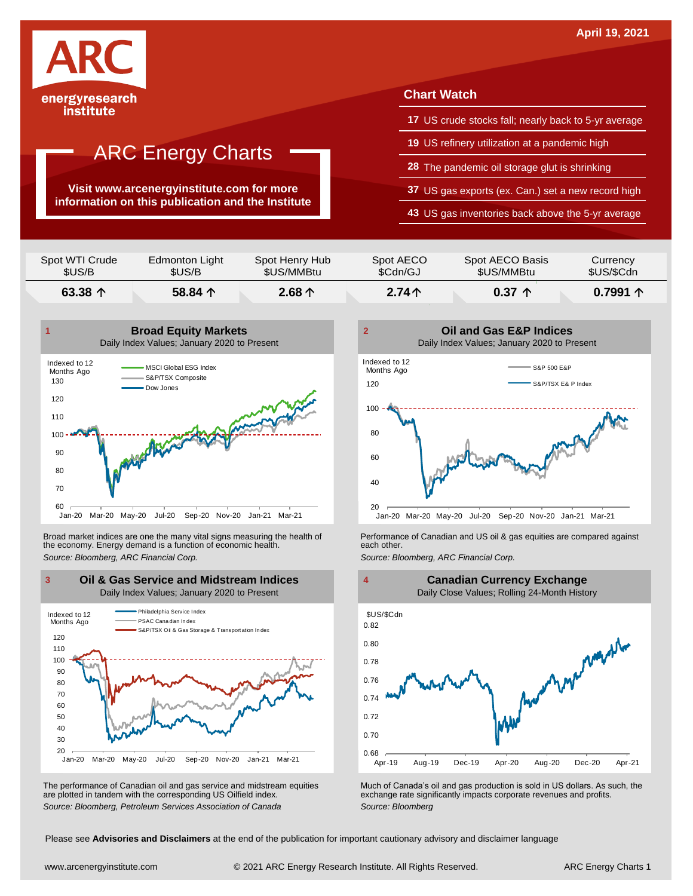April 19, 2021

ARC energyresearch institute

# ARC Energy Charts

**Visit www.arcenergyinstitute.com for more information on this publication and the Institute**

## Chart Watch

- **17** US crude stocks fall; nearly back to 5-yr average
- **19** US refinery utilization at a pandemic high
- **28** The pandemic oil storage glut is shrinking
- **37** US gas exports (ex. Can.) set a new record high
- **43** US gas inventories back above the 5-yr average

| Spot WTI Crude $US/B | Edmonton Light $US/B | Spot Henry Hub $US/MMBtu | Spot AECO $Cdn/GJ | Spot AECO Basis $US/MMBtu | Currency $US/$Cdn |
|---|---|---|---|---|---|
| **63.38 ↑** | **58.84 ↑** | **2.68 ↑** | **2.74↑** | **0.37 ↑** | **0.7991 ↑** |

### 1 Broad Equity Markets

Daily Index Values; January 2020 to Present

Broad market indices are one the many vital signs measuring the health of the economy. Energy demand is a function of economic health.

*Source: Bloomberg, ARC Financial Corp.*

### 2 Oil and Gas E&P Indices

Daily Index Values; January 2020 to Present

Performance of Canadian and US oil & gas equities are compared against each other.

*Source: Bloomberg, ARC Financial Corp.*

### 3 Oil & Gas Service and Midstream Indices

Daily Index Values; January 2020 to Present

The performance of Canadian oil and gas service and midstream equities are plotted in tandem with the corresponding US Oilfield index.

*Source: Bloomberg, Petroleum Services Association of Canada*

### 4 Canadian Currency Exchange

Daily Close Values; Rolling 24-Month History

Much of Canada's oil and gas production is sold in US dollars. As such, the exchange rate significantly impacts corporate revenues and profits.

*Source: Bloomberg*

Please see **Advisories and Disclaimers** at the end of the publication for important cautionary advisory and disclaimer language

www.arcenergyinstitute.com © 2021 ARC Energy Research Institute. All Rights Reserved.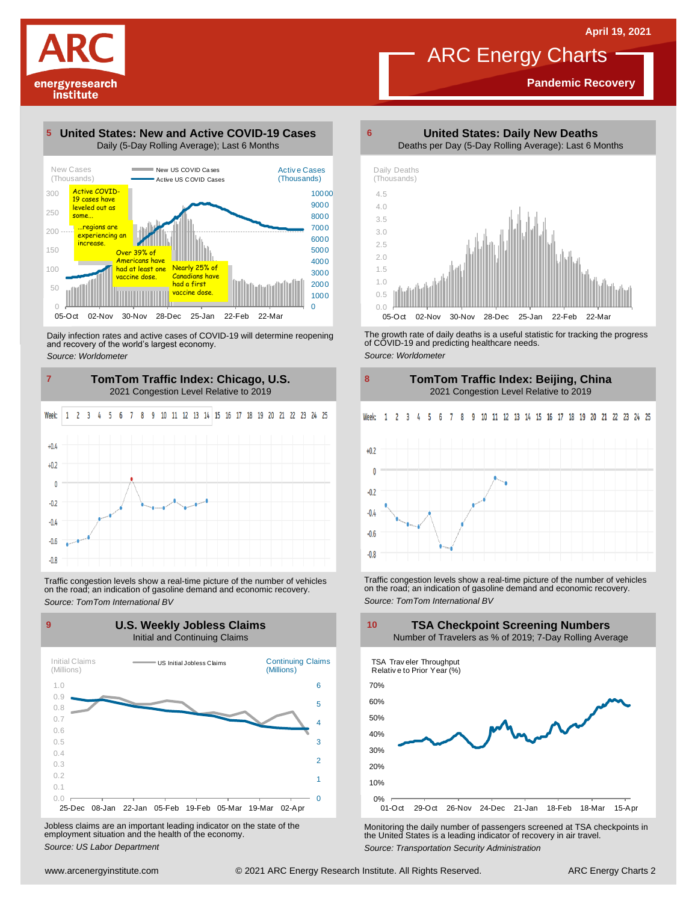# ARC Energy Charts

**Pandemic Recovery**

April 19, 2021

## 5 United States: New and Active COVID-19 Cases

Daily (5-Day Rolling Average); Last 6 Months

New Cases (Thousands) — New US COVID Cases — Active US COVID Cases — Active Cases (Thousands)

Active COVID-19 cases have leveled out as some...

...regions are experiencing an increase.

Over 39% of Americans have had at least one vaccine dose.

Nearly 25% of Canadians have had a first vaccine dose.

Daily infection rates and active cases of COVID-19 will determine reopening and recovery of the world's largest economy.

*Source: Worldometer*

## 6 United States: Daily New Deaths

Deaths per Day (5-Day Rolling Average); Last 6 Months

Daily Deaths (Thousands)

The growth rate of daily deaths is a useful statistic for tracking the progress of COVID-19 and predicting healthcare needs.

*Source: Worldometer*

## 7 TomTom Traffic Index: Chicago, U.S.

2021 Congestion Level Relative to 2019

Traffic congestion levels show a real-time picture of the number of vehicles on the road; an indication of gasoline demand and economic recovery.

*Source: TomTom International BV*

## 8 TomTom Traffic Index: Beijing, China

2021 Congestion Level Relative to 2019

Traffic congestion levels show a real-time picture of the number of vehicles on the road; an indication of gasoline demand and economic recovery.

*Source: TomTom International BV*

## 9 U.S. Weekly Jobless Claims

Initial and Continuing Claims

Initial Claims (Millions) — US Initial Jobless Claims — Continuing Claims (Millions)

Jobless claims are an important leading indicator on the state of the employment situation and the health of the economy.

*Source: US Labor Department*

## 10 TSA Checkpoint Screening Numbers

Number of Travelers as % of 2019; 7-Day Rolling Average

TSA Traveler Throughput Relative to Prior Year (%)

Monitoring the daily number of passengers screened at TSA checkpoints in the United States is a leading indicator of recovery in air travel.

*Source: Transportation Security Administration*

www.arcenergyinstitute.com © 2021 ARC Energy Research Institute. All Rights Reserved.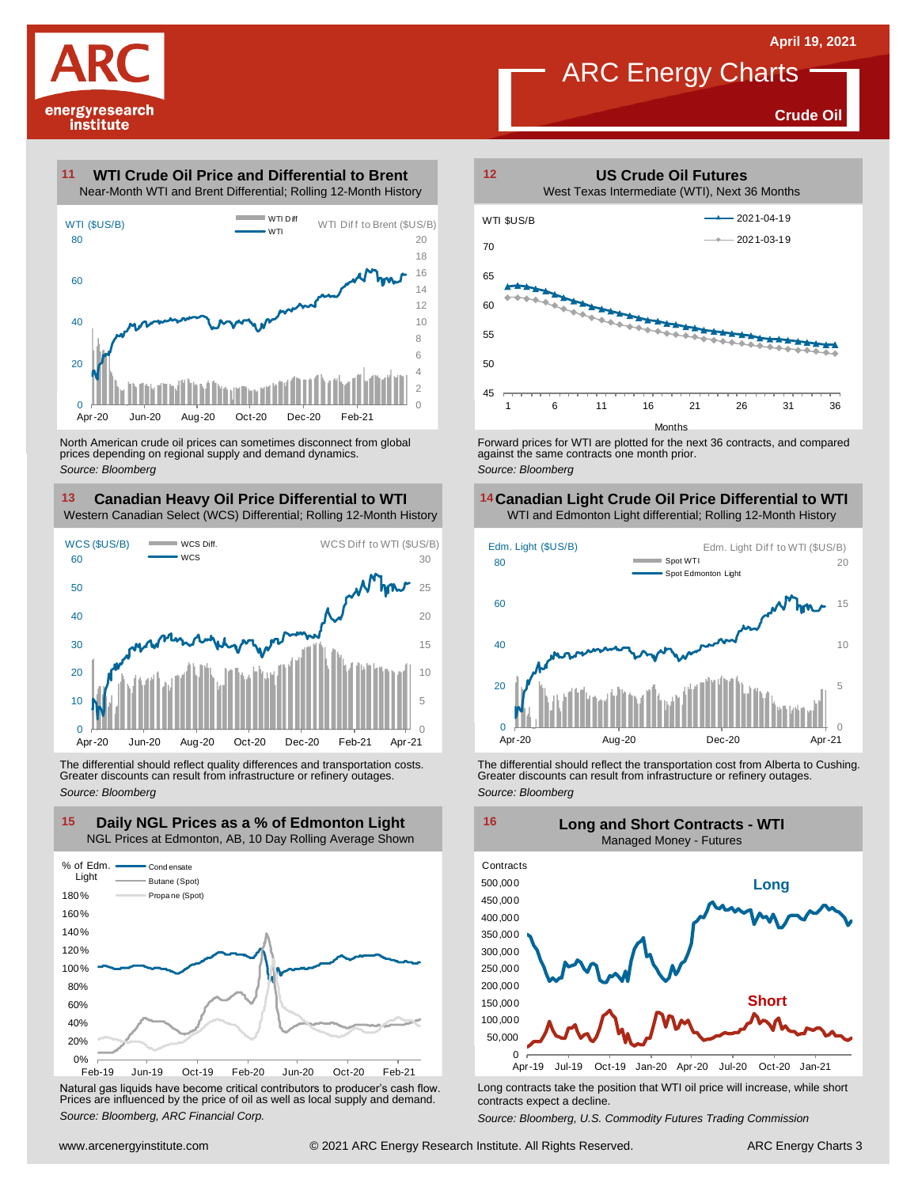# ARC Energy Charts

April 19, 2021

**Crude Oil**

## 11 WTI Crude Oil Price and Differential to Brent

Near-Month WTI and Brent Differential; Rolling 12-Month History

North American crude oil prices can sometimes disconnect from global prices depending on regional supply and demand dynamics.

*Source: Bloomberg*

## 12 US Crude Oil Futures

West Texas Intermediate (WTI), Next 36 Months

Forward prices for WTI are plotted for the next 36 contracts, and compared against the same contracts one month prior.

*Source: Bloomberg*

## 13 Canadian Heavy Oil Price Differential to WTI

Western Canadian Select (WCS) Differential; Rolling 12-Month History

The differential should reflect quality differences and transportation costs. Greater discounts can result from infrastructure or refinery outages.

*Source: Bloomberg*

## 14 Canadian Light Crude Oil Price Differential to WTI

WTI and Edmonton Light differential; Rolling 12-Month History

The differential should reflect the transportation cost from Alberta to Cushing. Greater discounts can result from infrastructure or refinery outages.

*Source: Bloomberg*

## 15 Daily NGL Prices as a % of Edmonton Light

NGL Prices at Edmonton, AB, 10 Day Rolling Average Shown

Natural gas liquids have become critical contributors to producer's cash flow. Prices are influenced by the price of oil as well as local supply and demand.

*Source: Bloomberg, ARC Financial Corp.*

## 16 Long and Short Contracts - WTI

Managed Money - Futures

Long contracts take the position that WTI oil price will increase, while short contracts expect a decline.

*Source: Bloomberg, U.S. Commodity Futures Trading Commission*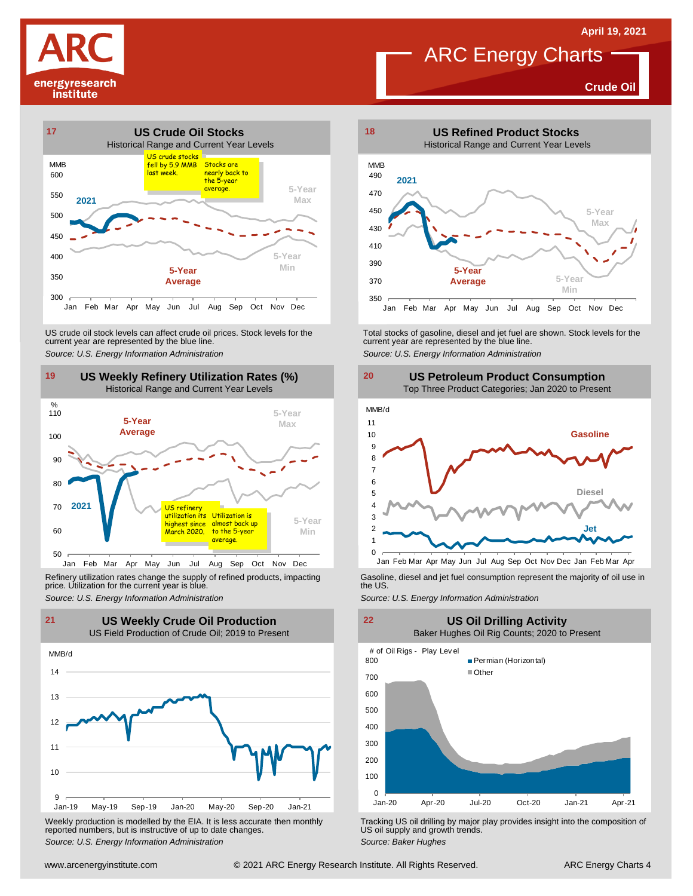# ARC Energy Charts

**Crude Oil**

April 19, 2021

## 17 US Crude Oil Stocks

Historical Range and Current Year Levels

US crude stocks fell by 5.9 MMB last week.

Stocks are nearly back to the 5-year average.

US crude oil stock levels can affect crude oil prices. Stock levels for the current year are represented by the blue line.

*Source: U.S. Energy Information Administration*

## 18 US Refined Product Stocks

Historical Range and Current Year Levels

Total stocks of gasoline, diesel and jet fuel are shown. Stock levels for the current year are represented by the blue line.

*Source: U.S. Energy Information Administration*

## 19 US Weekly Refinery Utilization Rates (%)

Historical Range and Current Year Levels

US refinery utilization its highest since March 2020.

Utilization is almost back up to the 5-year average.

Refinery utilization rates change the supply of refined products, impacting price. Utilization for the current year is blue.

*Source: U.S. Energy Information Administration*

## 20 US Petroleum Product Consumption

Top Three Product Categories; Jan 2020 to Present

Gasoline, diesel and jet fuel consumption represent the majority of oil use in the US.

*Source: U.S. Energy Information Administration*

## 21 US Weekly Crude Oil Production

US Field Production of Crude Oil; 2019 to Present

Weekly production is modelled by the EIA. It is less accurate then monthly reported numbers, but is instructive of up to date changes.

*Source: U.S. Energy Information Administration*

## 22 US Oil Drilling Activity

Baker Hughes Oil Rig Counts; 2020 to Present

Tracking US oil drilling by major play provides insight into the composition of US oil supply and growth trends.

*Source: Baker Hughes*

www.arcenergyinstitute.com © 2021 ARC Energy Research Institute. All Rights Reserved.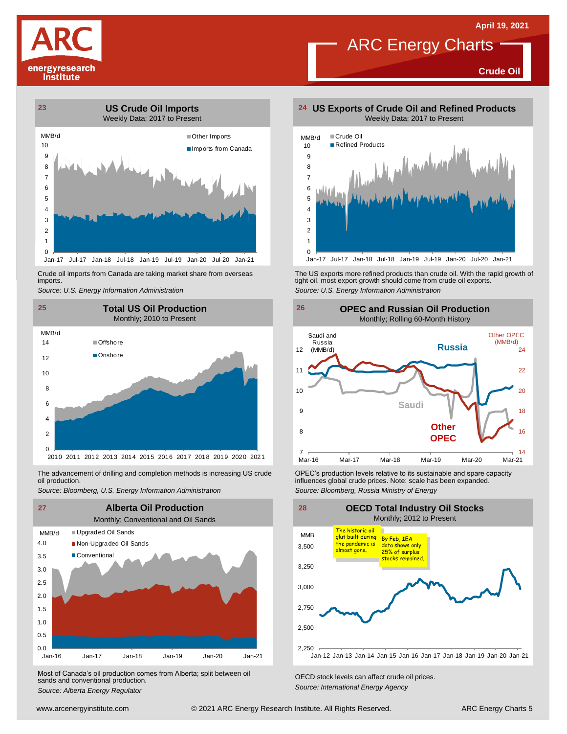## 23 US Crude Oil Imports

Weekly Data; 2017 to Present

Crude oil imports from Canada are taking market share from overseas imports.

*Source: U.S. Energy Information Administration*

## 24 US Exports of Crude Oil and Refined Products

Weekly Data; 2017 to Present

The US exports more refined products than crude oil. With the rapid growth of tight oil, most export growth should come from crude oil exports.

*Source: U.S. Energy Information Administration*

## 25 Total US Oil Production

Monthly; 2010 to Present

The advancement of drilling and completion methods is increasing US crude oil production.

*Source: Bloomberg, U.S. Energy Information Administration*

## 26 OPEC and Russian Oil Production

Monthly; Rolling 60-Month History

OPEC's production levels relative to its sustainable and spare capacity influences global crude prices. Note: scale has been expanded.

*Source: Bloomberg, Russia Ministry of Energy*

## 27 Alberta Oil Production

Monthly; Conventional and Oil Sands

Most of Canada's oil production comes from Alberta; split between oil sands and conventional production.

*Source: Alberta Energy Regulator*

## 28 OECD Total Industry Oil Stocks

Monthly; 2012 to Present

OECD stock levels can affect crude oil prices.

*Source: International Energy Agency*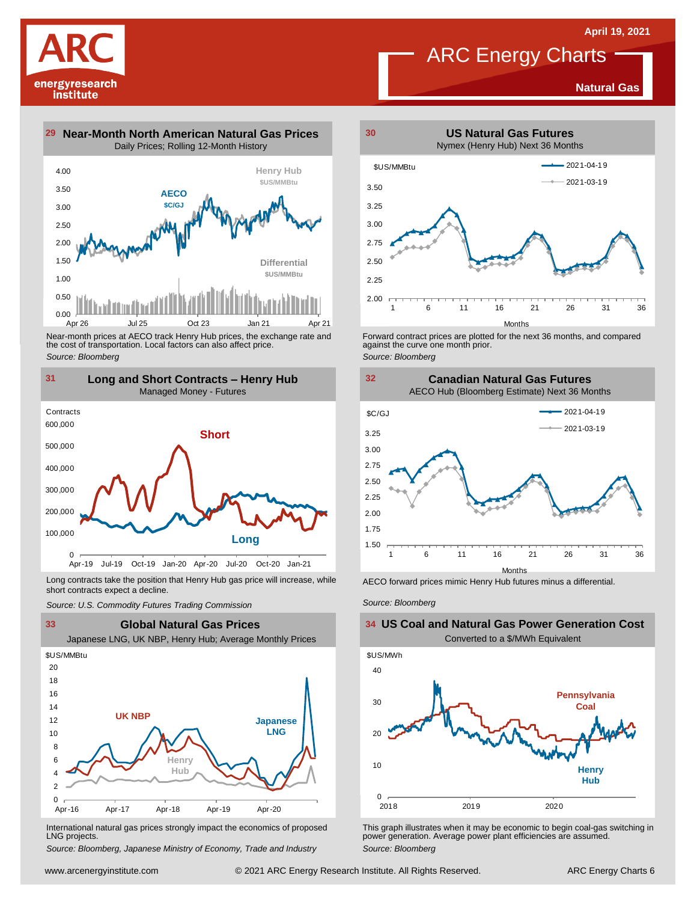# ARC Energy Charts

**Natural Gas**

April 19, 2021

## 29 Near-Month North American Natural Gas Prices

Daily Prices; Rolling 12-Month History

Henry Hub $US/MMBtu

AECO $C/GJ

Differential $US/MMBtu

Near-month prices at AECO track Henry Hub prices, the exchange rate and the cost of transportation. Local factors can also affect price.

*Source: Bloomberg*

## 30 US Natural Gas Futures

Nymex (Henry Hub) Next 36 Months

Forward contract prices are plotted for the next 36 months, and compared against the curve one month prior.

*Source: Bloomberg*

## 31 Long and Short Contracts – Henry Hub

Managed Money - Futures

Long contracts take the position that Henry Hub gas price will increase, while short contracts expect a decline.

*Source: U.S. Commodity Futures Trading Commission*

## 32 Canadian Natural Gas Futures

AECO Hub (Bloomberg Estimate) Next 36 Months

AECO forward prices mimic Henry Hub futures minus a differential.

*Source: Bloomberg*

## 33 Global Natural Gas Prices

Japanese LNG, UK NBP, Henry Hub; Average Monthly Prices

International natural gas prices strongly impact the economics of proposed LNG projects.

*Source: Bloomberg, Japanese Ministry of Economy, Trade and Industry*

## 34 US Coal and Natural Gas Power Generation Cost

Converted to a $/MWh Equivalent

This graph illustrates when it may be economic to begin coal-gas switching in power generation. Average power plant efficiencies are assumed.

*Source: Bloomberg*

www.arcenergyinstitute.com © 2021 ARC Energy Research Institute. All Rights Reserved.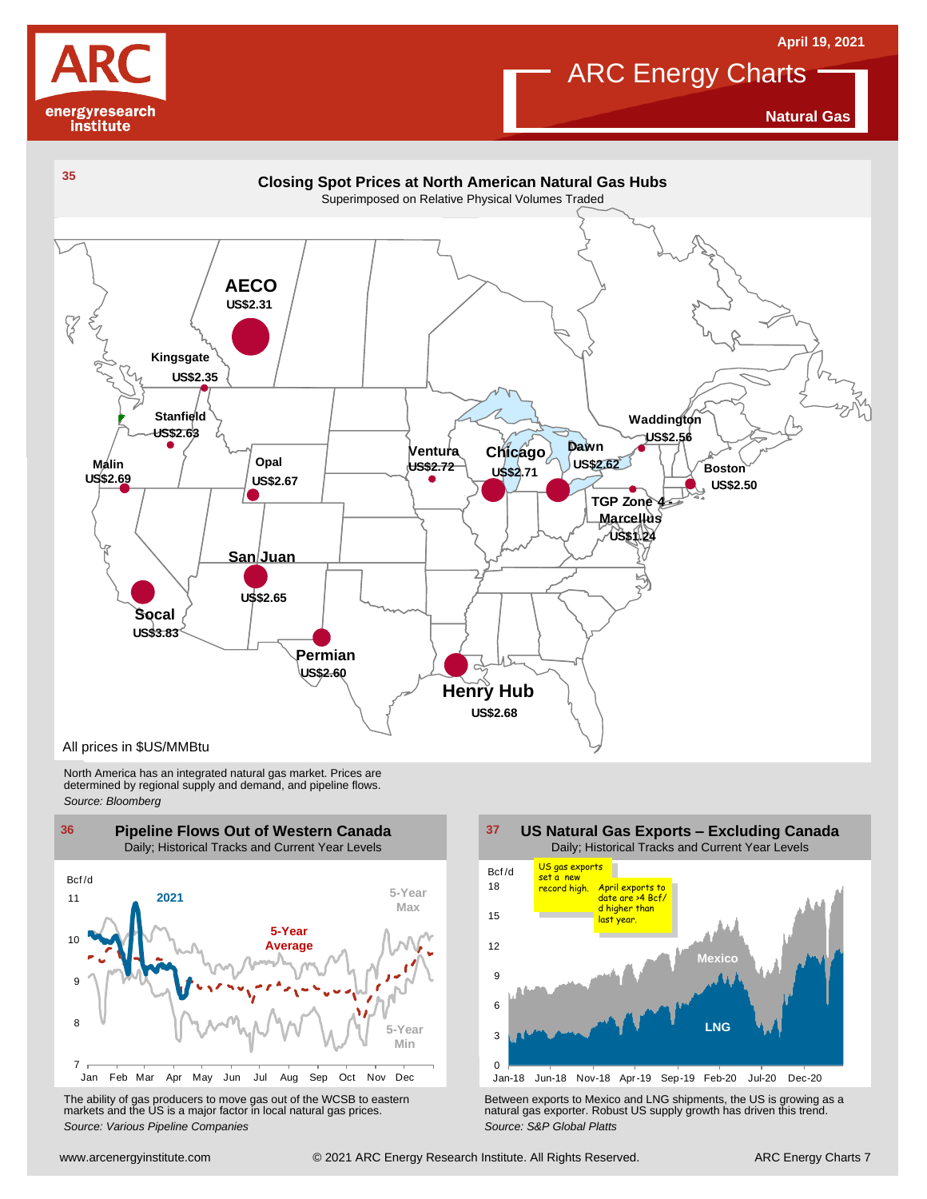### 35

## Closing Spot Prices at North American Natural Gas Hubs

Superimposed on Relative Physical Volumes Traded

| Hub | Price |
|---|---|
| AECO | US$2.31 |
| Kingsgate | US$2.35 |
| Stanfield | US$2.63 |
| Malin | US$2.69 |
| Opal | US$2.67 |
| Ventura | US$2.72 |
| Chicago | US$2.71 |
| Dawn | US$2.62 |
| Waddington | US$2.56 |
| Boston | US$2.50 |
| TGP Zone 4 Marcellus | US$1.24 |
| San Juan | US$2.65 |
| Socal | US$3.83 |
| Permian | US$2.60 |
| Henry Hub | US$2.68 |

All prices in $US/MMBtu

North America has an integrated natural gas market. Prices are determined by regional supply and demand, and pipeline flows.

*Source: Bloomberg*

### 36

## Pipeline Flows Out of Western Canada

Daily; Historical Tracks and Current Year Levels

Bcf/d; 2021; 5-Year Max; 5-Year Average; 5-Year Min

The ability of gas producers to move gas out of the WCSB to eastern markets and the US is a major factor in local natural gas prices.

*Source: Various Pipeline Companies*

### 37

## US Natural Gas Exports – Excluding Canada

Daily; Historical Tracks and Current Year Levels

Bcf/d; Mexico; LNG

US gas exports set a new record high. April exports to date are >4 Bcf/d higher than last year.

Between exports to Mexico and LNG shipments, the US is growing as a natural gas exporter. Robust US supply growth has driven this trend.

*Source: S&P Global Platts*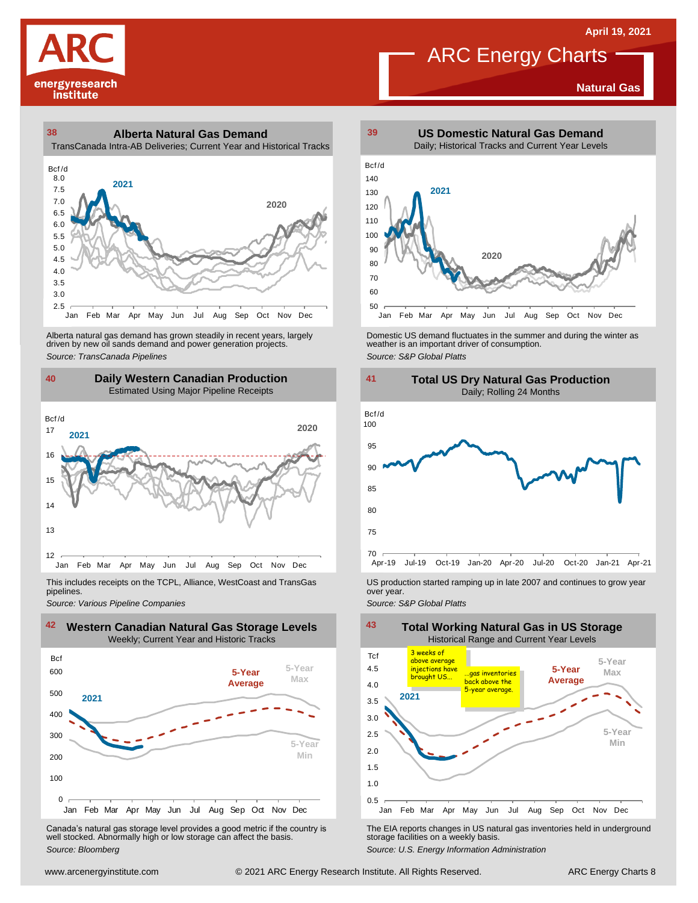# ARC Energy Charts

April 19, 2021

**Natural Gas**

## 38 Alberta Natural Gas Demand

TransCanada Intra-AB Deliveries; Current Year and Historical Tracks

Bcf/d

2021

2020

Alberta natural gas demand has grown steadily in recent years, largely driven by new oil sands demand and power generation projects.

*Source: TransCanada Pipelines*

## 39 US Domestic Natural Gas Demand

Daily; Historical Tracks and Current Year Levels

Bcf/d

2021

2020

Domestic US demand fluctuates in the summer and during the winter as weather is an important driver of consumption.

*Source: S&P Global Platts*

## 40 Daily Western Canadian Production

Estimated Using Major Pipeline Receipts

Bcf/d

2021

2020

This includes receipts on the TCPL, Alliance, WestCoast and TransGas pipelines.

*Source: Various Pipeline Companies*

## 41 Total US Dry Natural Gas Production

Daily; Rolling 24 Months

Bcf/d

US production started ramping up in late 2007 and continues to grow year over year.

*Source: S&P Global Platts*

## 42 Western Canadian Natural Gas Storage Levels

Weekly; Current Year and Historic Tracks

Bcf

2021

5-Year Average

5-Year Max

5-Year Min

Canada's natural gas storage level provides a good metric if the country is well stocked. Abnormally high or low storage can affect the basis.

*Source: Bloomberg*

## 43 Total Working Natural Gas in US Storage

Historical Range and Current Year Levels

Tcf

3 weeks of above average injections have brought US...

...gas inventories back above the 5-year average.

2021

5-Year Average

5-Year Max

5-Year Min

The EIA reports changes in US natural gas inventories held in underground storage facilities on a weekly basis.

*Source: U.S. Energy Information Administration*

www.arcenergyinstitute.com © 2021 ARC Energy Research Institute. All Rights Reserved.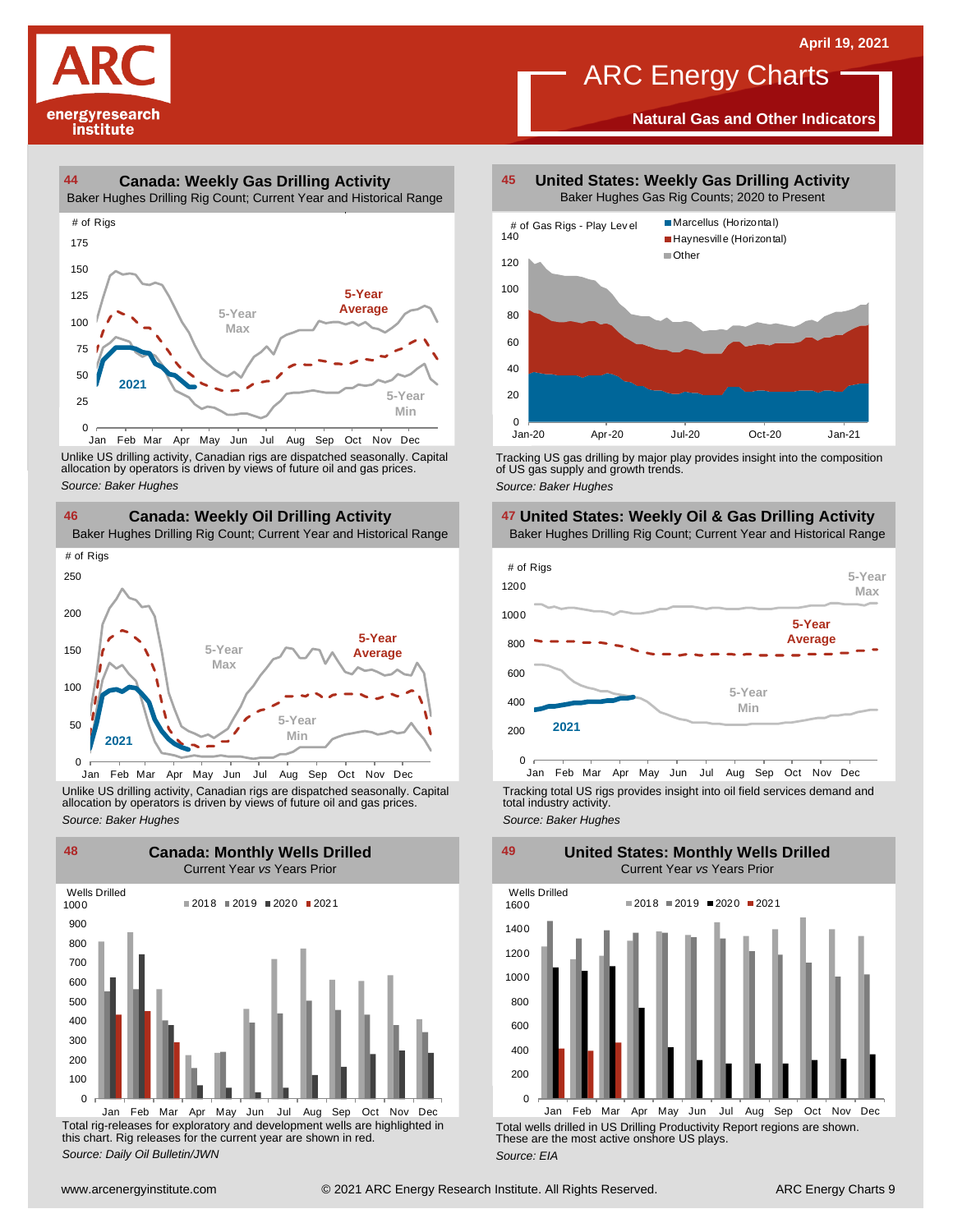# ARC Energy Charts

**Natural Gas and Other Indicators**

April 19, 2021

## 44 Canada: Weekly Gas Drilling Activity

Baker Hughes Drilling Rig Count; Current Year and Historical Range

Unlike US drilling activity, Canadian rigs are dispatched seasonally. Capital allocation by operators is driven by views of future oil and gas prices.

*Source: Baker Hughes*

## 45 United States: Weekly Gas Drilling Activity

Baker Hughes Gas Rig Counts; 2020 to Present

Tracking US gas drilling by major play provides insight into the composition of US gas supply and growth trends.

*Source: Baker Hughes*

## 46 Canada: Weekly Oil Drilling Activity

Baker Hughes Drilling Rig Count; Current Year and Historical Range

Unlike US drilling activity, Canadian rigs are dispatched seasonally. Capital allocation by operators is driven by views of future oil and gas prices.

*Source: Baker Hughes*

## 47 United States: Weekly Oil & Gas Drilling Activity

Baker Hughes Drilling Rig Count; Current Year and Historical Range

Tracking total US rigs provides insight into oil field services demand and total industry activity.

*Source: Baker Hughes*

## 48 Canada: Monthly Wells Drilled

Current Year *vs* Years Prior

Total rig-releases for exploratory and development wells are highlighted in this chart. Rig releases for the current year are shown in red.

*Source: Daily Oil Bulletin/JWN*

## 49 United States: Monthly Wells Drilled

Current Year *vs* Years Prior

Total wells drilled in US Drilling Productivity Report regions are shown. These are the most active onshore US plays.

*Source: EIA*

www.arcenergyinstitute.com © 2021 ARC Energy Research Institute. All Rights Reserved.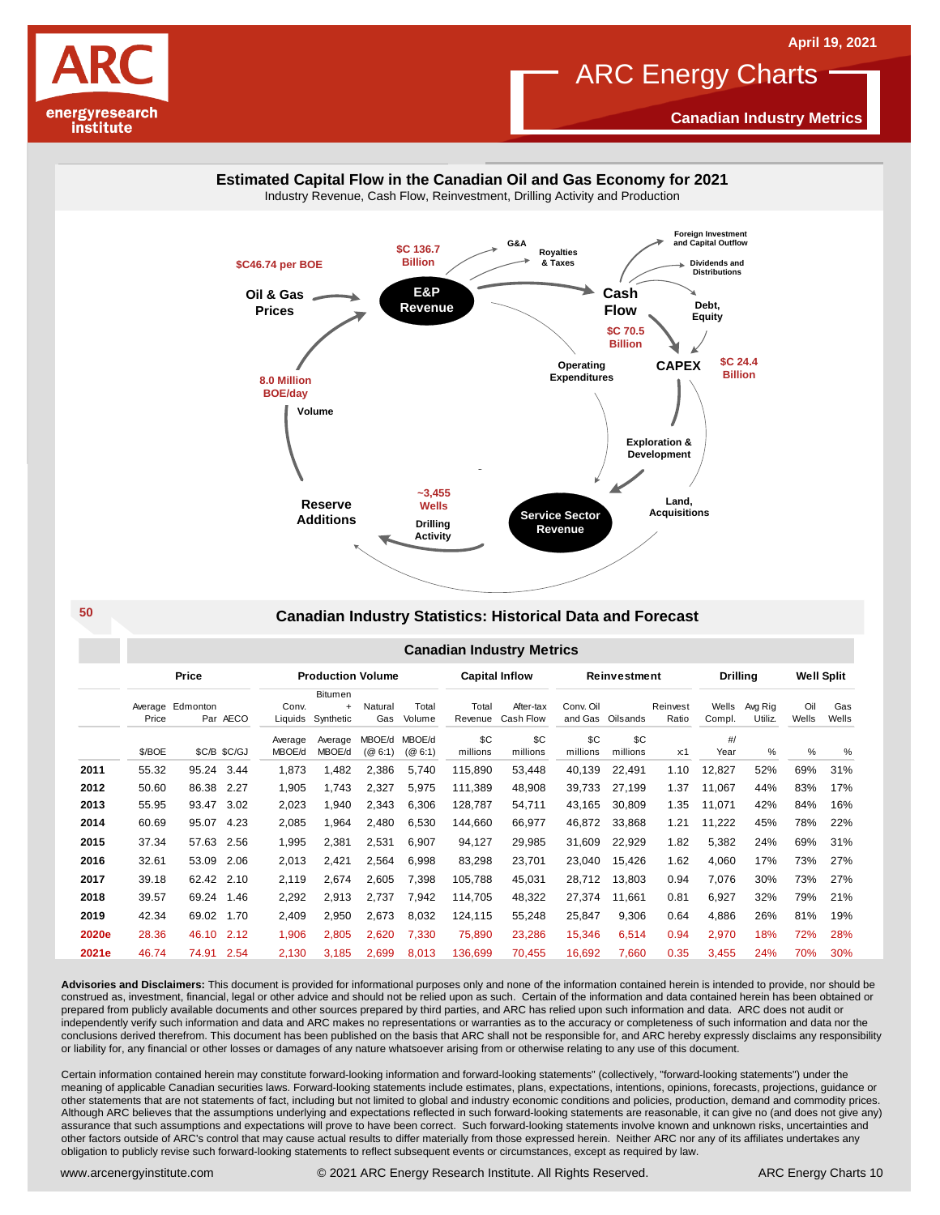April 19, 2021

# ARC Energy Charts

**Canadian Industry Metrics**

## Estimated Capital Flow in the Canadian Oil and Gas Economy for 2021

Industry Revenue, Cash Flow, Reinvestment, Drilling Activity and Production

$C46.74 per BOE

Oil & Gas Prices

$C 136.7 Billion

E&P Revenue

G&A

Royalties & Taxes

Foreign Investment and Capital Outflow

Dividends and Distributions

Cash Flow

Debt, Equity

$C 70.5 Billion

Operating Expenditures

CAPEX

$C 24.4 Billion

8.0 Million BOE/day

Volume

Exploration & Development

~3,455 Wells

Reserve Additions

Drilling Activity

Service Sector Revenue

Land, Acquisitions

## Canadian Industry Statistics: Historical Data and Forecast

| | Canadian Industry Metrics | | | | | | | | | | | | | | | |
|---|---|---|---|---|---|---|---|---|---|---|---|---|---|---|---|---|
| | Price | | | Production Volume | | | | Capital Inflow | | Reinvestment | | | Drilling | | Well Split | |
| | Average Price | Edmonton Par | AECO | Conv. Liquids | Bitumen + Synthetic | Natural Gas | Total Volume | Total Revenue | After-tax Cash Flow | Conv. Oil and Gas | Oilsands | Reinvest Ratio | Wells Compl. | Avg Rig Utiliz. | Oil Wells | Gas Wells |
| | $/BOE | $C/B | $C/GJ | Average MBOE/d | Average MBOE/d | MBOE/d (@ 6:1) | MBOE/d (@ 6:1) | $C millions | $C millions | $C millions | $C millions | x:1 | #/ Year | % | % | % |
| **2011** | 55.32 | 95.24 | 3.44 | 1,873 | 1,482 | 2,386 | 5,740 | 115,890 | 53,448 | 40,139 | 22,491 | 1.10 | 12,827 | 52% | 69% | 31% |
| **2012** | 50.60 | 86.38 | 2.27 | 1,905 | 1,743 | 2,327 | 5,975 | 111,389 | 48,908 | 39,733 | 27,199 | 1.37 | 11,067 | 44% | 83% | 17% |
| **2013** | 55.95 | 93.47 | 3.02 | 2,023 | 1,940 | 2,343 | 6,306 | 128,787 | 54,711 | 43,165 | 30,809 | 1.35 | 11,071 | 42% | 84% | 16% |
| **2014** | 60.69 | 95.07 | 4.23 | 2,085 | 1,964 | 2,480 | 6,530 | 144,660 | 66,977 | 46,872 | 33,868 | 1.21 | 11,222 | 45% | 78% | 22% |
| **2015** | 37.34 | 57.63 | 2.56 | 1,995 | 2,381 | 2,531 | 6,907 | 94,127 | 29,985 | 31,609 | 22,929 | 1.82 | 5,382 | 24% | 69% | 31% |
| **2016** | 32.61 | 53.09 | 2.06 | 2,013 | 2,421 | 2,564 | 6,998 | 83,298 | 23,701 | 23,040 | 15,426 | 1.62 | 4,060 | 17% | 73% | 27% |
| **2017** | 39.18 | 62.42 | 2.10 | 2,119 | 2,674 | 2,605 | 7,398 | 105,788 | 45,031 | 28,712 | 13,803 | 0.94 | 7,076 | 30% | 73% | 27% |
| **2018** | 39.57 | 69.24 | 1.46 | 2,292 | 2,913 | 2,737 | 7,942 | 114,705 | 48,322 | 27,374 | 11,661 | 0.81 | 6,927 | 32% | 79% | 21% |
| **2019** | 42.34 | 69.02 | 1.70 | 2,409 | 2,950 | 2,673 | 8,032 | 124,115 | 55,248 | 25,847 | 9,306 | 0.64 | 4,886 | 26% | 81% | 19% |
| **2020e** | 28.36 | 46.10 | 2.12 | 1,906 | 2,805 | 2,620 | 7,330 | 75,890 | 23,286 | 15,346 | 6,514 | 0.94 | 2,970 | 18% | 72% | 28% |
| **2021e** | 46.74 | 74.91 | 2.54 | 2,130 | 3,185 | 2,699 | 8,013 | 136,699 | 70,455 | 16,692 | 7,660 | 0.35 | 3,455 | 24% | 70% | 30% |

**Advisories and Disclaimers:** This document is provided for informational purposes only and none of the information contained herein is intended to provide, nor should be construed as, investment, financial, legal or other advice and should not be relied upon as such. Certain of the information and data contained herein has been obtained or prepared from publicly available documents and other sources prepared by third parties, and ARC has relied upon such information and data. ARC does not audit or independently verify such information and data and ARC makes no representations or warranties as to the accuracy or completeness of such information and data nor the conclusions derived therefrom. This document has been published on the basis that ARC shall not be responsible for, and ARC hereby expressly disclaims any responsibility or liability for, any financial or other losses or damages of any nature whatsoever arising from or otherwise relating to any use of this document.

Certain information contained herein may constitute forward-looking information and forward-looking statements" (collectively, "forward-looking statements") under the meaning of applicable Canadian securities laws. Forward-looking statements include estimates, plans, expectations, intentions, opinions, forecasts, projections, guidance or other statements that are not statements of fact, including but not limited to global and industry economic conditions and policies, production, demand and commodity prices. Although ARC believes that the assumptions underlying and expectations reflected in such forward-looking statements are reasonable, it can give no (and does not give any) assurance that such assumptions and expectations will prove to have been correct. Such forward-looking statements involve known and unknown risks, uncertainties and other factors outside of ARC's control that may cause actual results to differ materially from those expressed herein. Neither ARC nor any of its affiliates undertakes any obligation to publicly revise such forward-looking statements to reflect subsequent events or circumstances, except as required by law.

www.arcenergyinstitute.com © 2021 ARC Energy Research Institute. All Rights Reserved.